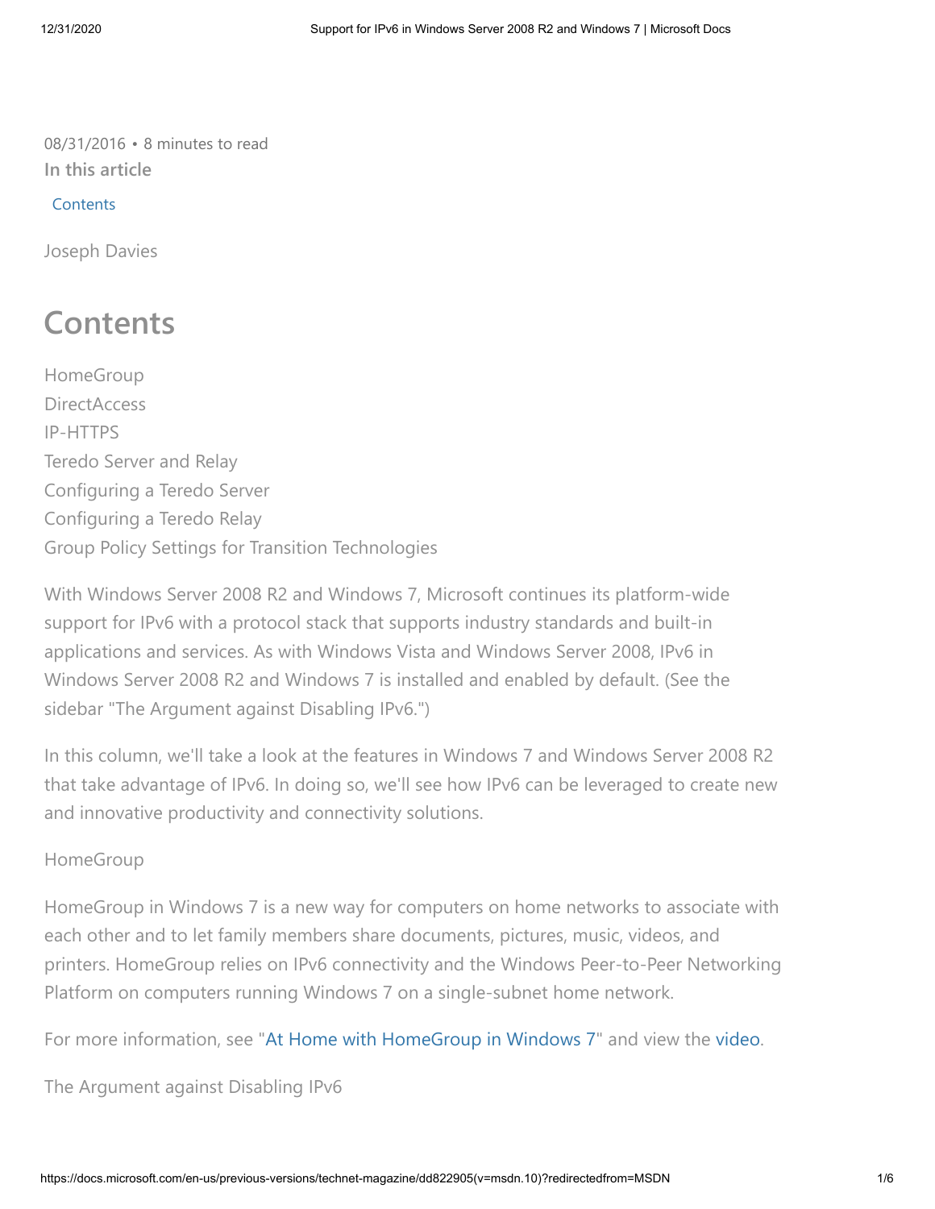08/31/2016 • 8 minutes to read

**In this article**

Contents

Joseph Davies

# Contents

HomeGroup
DirectAccess
IP-HTTPS
Teredo Server and Relay
Configuring a Teredo Server
Configuring a Teredo Relay
Group Policy Settings for Transition Technologies

With Windows Server 2008 R2 and Windows 7, Microsoft continues its platform-wide support for IPv6 with a protocol stack that supports industry standards and built-in applications and services. As with Windows Vista and Windows Server 2008, IPv6 in Windows Server 2008 R2 and Windows 7 is installed and enabled by default. (See the sidebar "The Argument against Disabling IPv6.")

In this column, we'll take a look at the features in Windows 7 and Windows Server 2008 R2 that take advantage of IPv6. In doing so, we'll see how IPv6 can be leveraged to create new and innovative productivity and connectivity solutions.

HomeGroup

HomeGroup in Windows 7 is a new way for computers on home networks to associate with each other and to let family members share documents, pictures, music, videos, and printers. HomeGroup relies on IPv6 connectivity and the Windows Peer-to-Peer Networking Platform on computers running Windows 7 on a single-subnet home network.

For more information, see "At Home with HomeGroup in Windows 7" and view the video.

The Argument against Disabling IPv6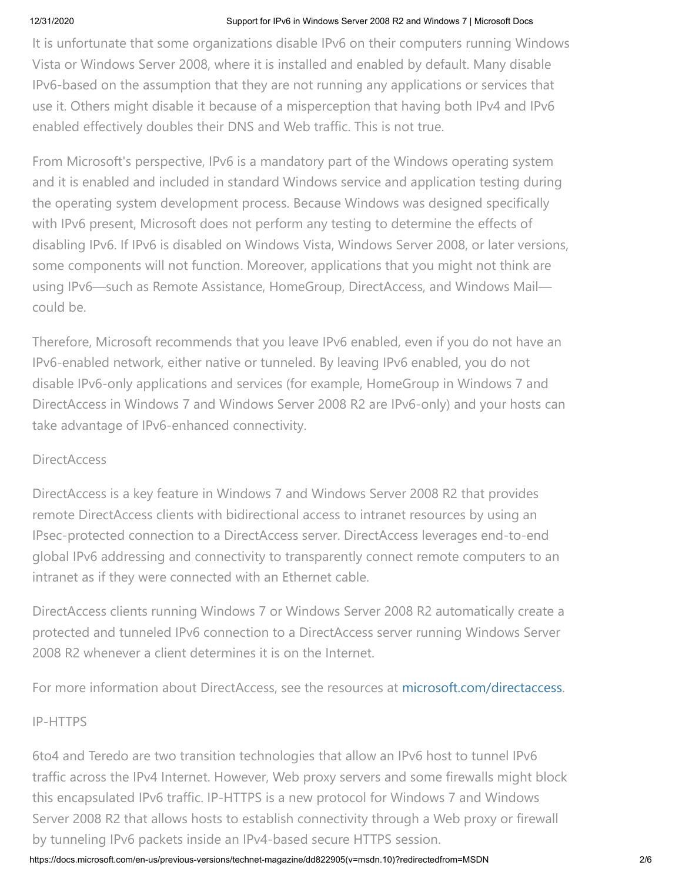It is unfortunate that some organizations disable IPv6 on their computers running Windows Vista or Windows Server 2008, where it is installed and enabled by default. Many disable IPv6-based on the assumption that they are not running any applications or services that use it. Others might disable it because of a misperception that having both IPv4 and IPv6 enabled effectively doubles their DNS and Web traffic. This is not true.

From Microsoft's perspective, IPv6 is a mandatory part of the Windows operating system and it is enabled and included in standard Windows service and application testing during the operating system development process. Because Windows was designed specifically with IPv6 present, Microsoft does not perform any testing to determine the effects of disabling IPv6. If IPv6 is disabled on Windows Vista, Windows Server 2008, or later versions, some components will not function. Moreover, applications that you might not think are using IPv6—such as Remote Assistance, HomeGroup, DirectAccess, and Windows Mail—could be.

Therefore, Microsoft recommends that you leave IPv6 enabled, even if you do not have an IPv6-enabled network, either native or tunneled. By leaving IPv6 enabled, you do not disable IPv6-only applications and services (for example, HomeGroup in Windows 7 and DirectAccess in Windows 7 and Windows Server 2008 R2 are IPv6-only) and your hosts can take advantage of IPv6-enhanced connectivity.

## DirectAccess

DirectAccess is a key feature in Windows 7 and Windows Server 2008 R2 that provides remote DirectAccess clients with bidirectional access to intranet resources by using an IPsec-protected connection to a DirectAccess server. DirectAccess leverages end-to-end global IPv6 addressing and connectivity to transparently connect remote computers to an intranet as if they were connected with an Ethernet cable.

DirectAccess clients running Windows 7 or Windows Server 2008 R2 automatically create a protected and tunneled IPv6 connection to a DirectAccess server running Windows Server 2008 R2 whenever a client determines it is on the Internet.

For more information about DirectAccess, see the resources at [microsoft.com/directaccess](http://microsoft.com/directaccess).

## IP-HTTPS

6to4 and Teredo are two transition technologies that allow an IPv6 host to tunnel IPv6 traffic across the IPv4 Internet. However, Web proxy servers and some firewalls might block this encapsulated IPv6 traffic. IP-HTTPS is a new protocol for Windows 7 and Windows Server 2008 R2 that allows hosts to establish connectivity through a Web proxy or firewall by tunneling IPv6 packets inside an IPv4-based secure HTTPS session.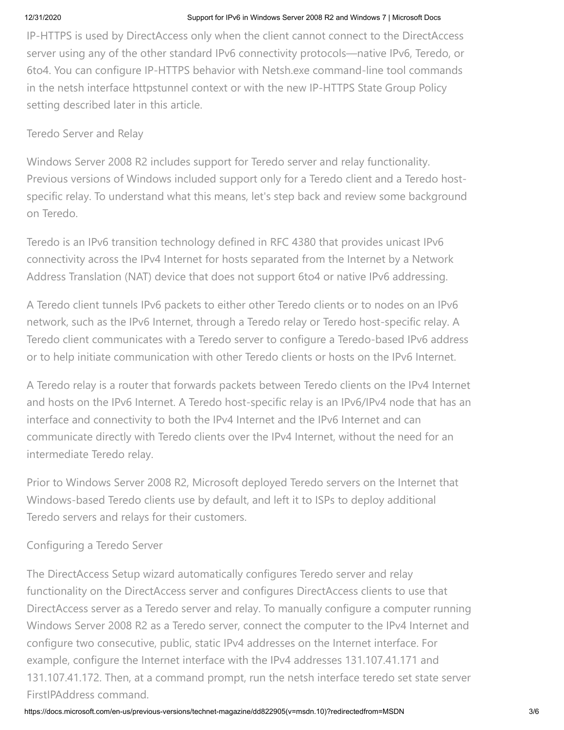IP-HTTPS is used by DirectAccess only when the client cannot connect to the DirectAccess server using any of the other standard IPv6 connectivity protocols—native IPv6, Teredo, or 6to4. You can configure IP-HTTPS behavior with Netsh.exe command-line tool commands in the netsh interface httpstunnel context or with the new IP-HTTPS State Group Policy setting described later in this article.

### Teredo Server and Relay

Windows Server 2008 R2 includes support for Teredo server and relay functionality. Previous versions of Windows included support only for a Teredo client and a Teredo host-specific relay. To understand what this means, let's step back and review some background on Teredo.

Teredo is an IPv6 transition technology defined in RFC 4380 that provides unicast IPv6 connectivity across the IPv4 Internet for hosts separated from the Internet by a Network Address Translation (NAT) device that does not support 6to4 or native IPv6 addressing.

A Teredo client tunnels IPv6 packets to either other Teredo clients or to nodes on an IPv6 network, such as the IPv6 Internet, through a Teredo relay or Teredo host-specific relay. A Teredo client communicates with a Teredo server to configure a Teredo-based IPv6 address or to help initiate communication with other Teredo clients or hosts on the IPv6 Internet.

A Teredo relay is a router that forwards packets between Teredo clients on the IPv4 Internet and hosts on the IPv6 Internet. A Teredo host-specific relay is an IPv6/IPv4 node that has an interface and connectivity to both the IPv4 Internet and the IPv6 Internet and can communicate directly with Teredo clients over the IPv4 Internet, without the need for an intermediate Teredo relay.

Prior to Windows Server 2008 R2, Microsoft deployed Teredo servers on the Internet that Windows-based Teredo clients use by default, and left it to ISPs to deploy additional Teredo servers and relays for their customers.

### Configuring a Teredo Server

The DirectAccess Setup wizard automatically configures Teredo server and relay functionality on the DirectAccess server and configures DirectAccess clients to use that DirectAccess server as a Teredo server and relay. To manually configure a computer running Windows Server 2008 R2 as a Teredo server, connect the computer to the IPv4 Internet and configure two consecutive, public, static IPv4 addresses on the Internet interface. For example, configure the Internet interface with the IPv4 addresses 131.107.41.171 and 131.107.41.172. Then, at a command prompt, run the netsh interface teredo set state server FirstIPAddress command.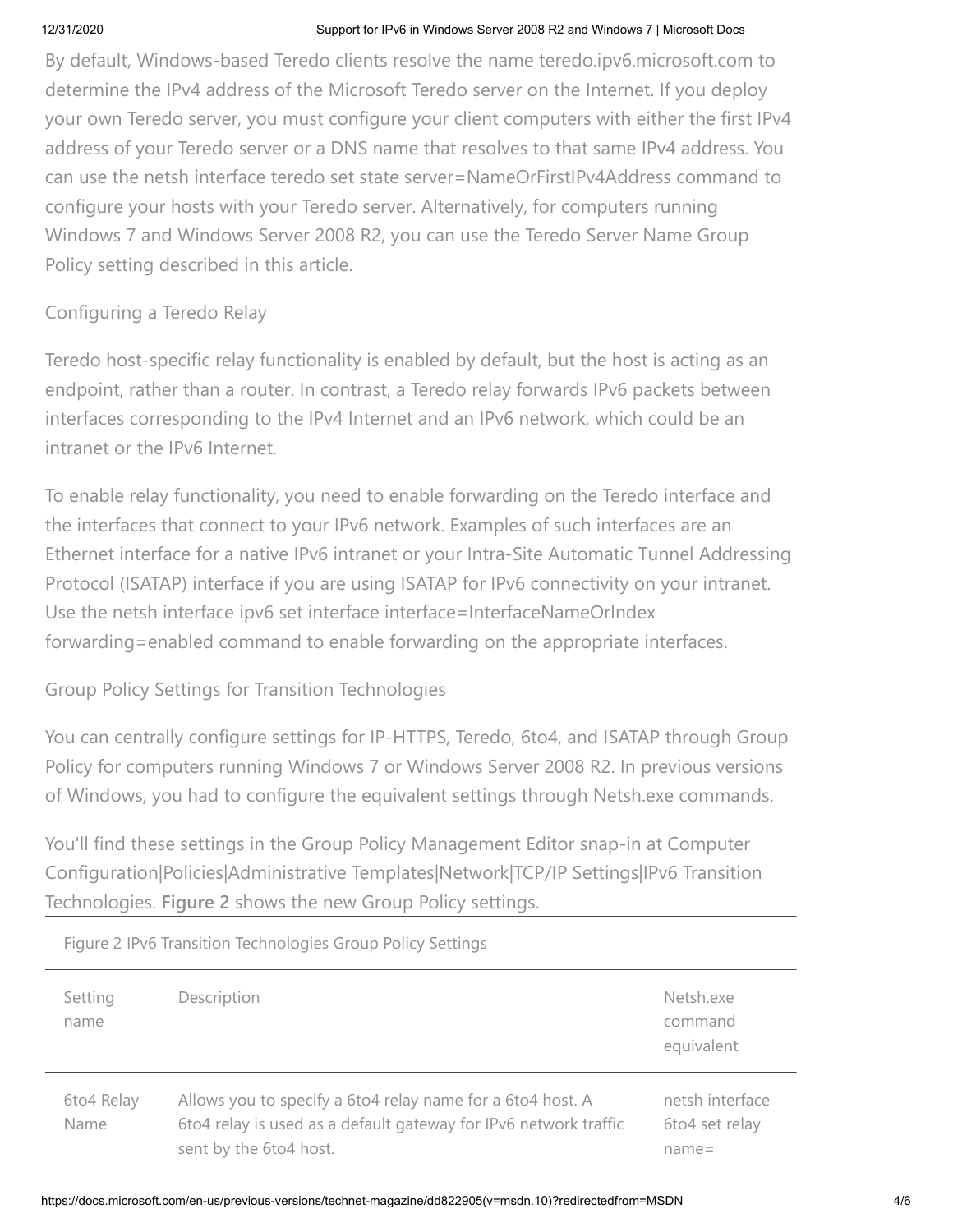By default, Windows-based Teredo clients resolve the name teredo.ipv6.microsoft.com to determine the IPv4 address of the Microsoft Teredo server on the Internet. If you deploy your own Teredo server, you must configure your client computers with either the first IPv4 address of your Teredo server or a DNS name that resolves to that same IPv4 address. You can use the netsh interface teredo set state server=NameOrFirstIPv4Address command to configure your hosts with your Teredo server. Alternatively, for computers running Windows 7 and Windows Server 2008 R2, you can use the Teredo Server Name Group Policy setting described in this article.

### Configuring a Teredo Relay

Teredo host-specific relay functionality is enabled by default, but the host is acting as an endpoint, rather than a router. In contrast, a Teredo relay forwards IPv6 packets between interfaces corresponding to the IPv4 Internet and an IPv6 network, which could be an intranet or the IPv6 Internet.

To enable relay functionality, you need to enable forwarding on the Teredo interface and the interfaces that connect to your IPv6 network. Examples of such interfaces are an Ethernet interface for a native IPv6 intranet or your Intra-Site Automatic Tunnel Addressing Protocol (ISATAP) interface if you are using ISATAP for IPv6 connectivity on your intranet. Use the netsh interface ipv6 set interface interface=InterfaceNameOrIndex forwarding=enabled command to enable forwarding on the appropriate interfaces.

### Group Policy Settings for Transition Technologies

You can centrally configure settings for IP-HTTPS, Teredo, 6to4, and ISATAP through Group Policy for computers running Windows 7 or Windows Server 2008 R2. In previous versions of Windows, you had to configure the equivalent settings through Netsh.exe commands.

You'll find these settings in the Group Policy Management Editor snap-in at Computer Configuration|Policies|Administrative Templates|Network|TCP/IP Settings|IPv6 Transition Technologies. **Figure 2** shows the new Group Policy settings.

Figure 2 IPv6 Transition Technologies Group Policy Settings

| Setting name | Description | Netsh.exe command equivalent |
|---|---|---|
| 6to4 Relay Name | Allows you to specify a 6to4 relay name for a 6to4 host. A 6to4 relay is used as a default gateway for IPv6 network traffic sent by the 6to4 host. | netsh interface 6to4 set relay name= |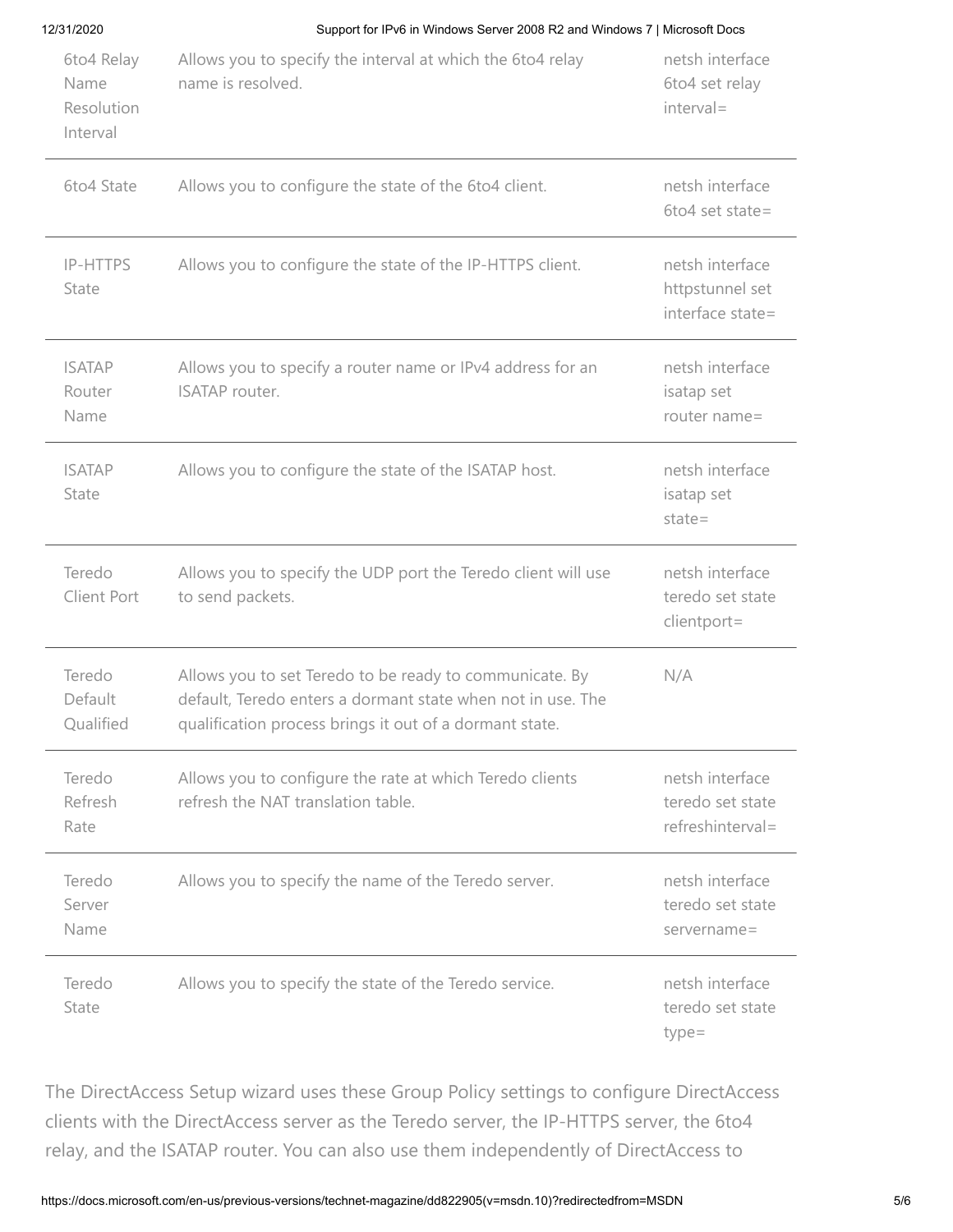| | | |
|---|---|---|
| 6to4 Relay Name Resolution Interval | Allows you to specify the interval at which the 6to4 relay name is resolved. | netsh interface 6to4 set relay interval= |
| 6to4 State | Allows you to configure the state of the 6to4 client. | netsh interface 6to4 set state= |
| IP-HTTPS State | Allows you to configure the state of the IP-HTTPS client. | netsh interface httpstunnel set interface state= |
| ISATAP Router Name | Allows you to specify a router name or IPv4 address for an ISATAP router. | netsh interface isatap set router name= |
| ISATAP State | Allows you to configure the state of the ISATAP host. | netsh interface isatap set state= |
| Teredo Client Port | Allows you to specify the UDP port the Teredo client will use to send packets. | netsh interface teredo set state clientport= |
| Teredo Default Qualified | Allows you to set Teredo to be ready to communicate. By default, Teredo enters a dormant state when not in use. The qualification process brings it out of a dormant state. | N/A |
| Teredo Refresh Rate | Allows you to configure the rate at which Teredo clients refresh the NAT translation table. | netsh interface teredo set state refreshinterval= |
| Teredo Server Name | Allows you to specify the name of the Teredo server. | netsh interface teredo set state servername= |
| Teredo State | Allows you to specify the state of the Teredo service. | netsh interface teredo set state type= |

The DirectAccess Setup wizard uses these Group Policy settings to configure DirectAccess clients with the DirectAccess server as the Teredo server, the IP-HTTPS server, the 6to4 relay, and the ISATAP router. You can also use them independently of DirectAccess to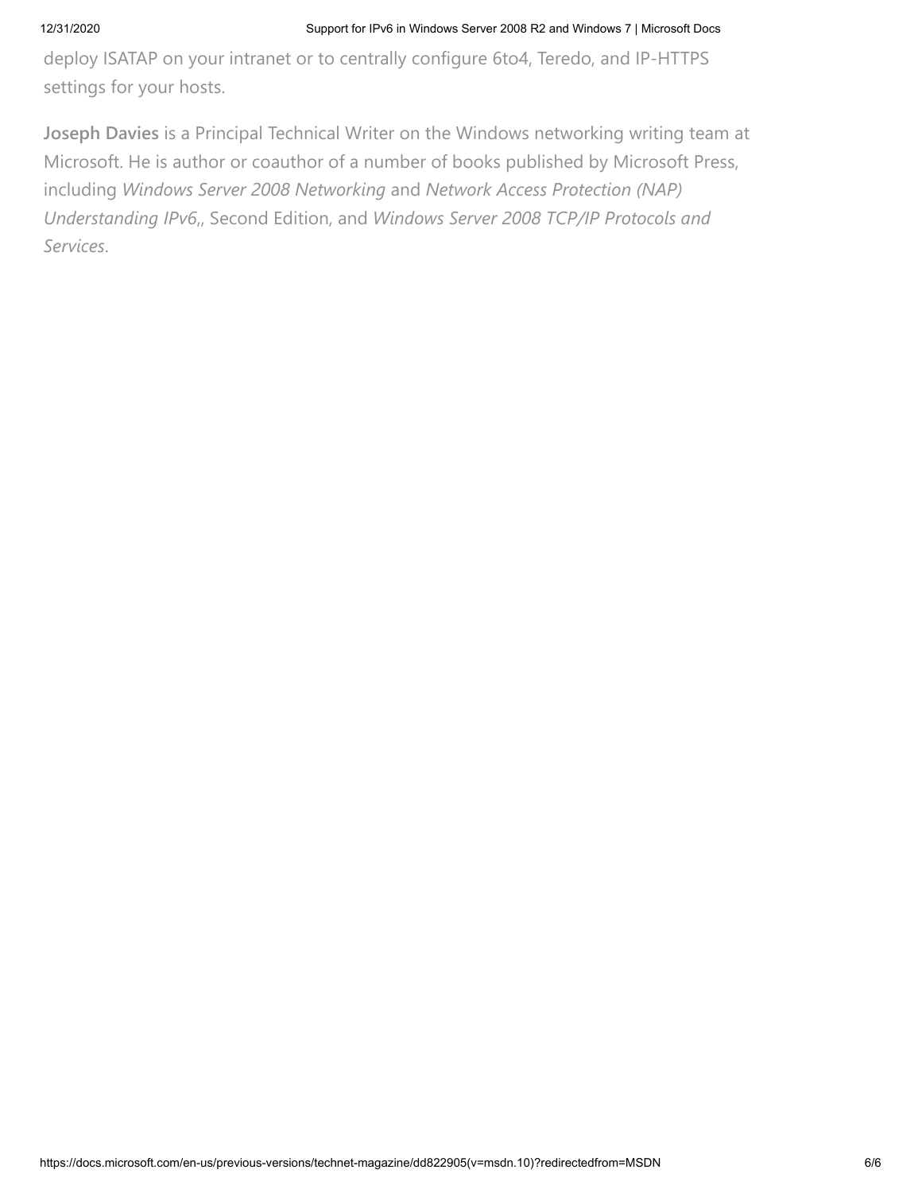deploy ISATAP on your intranet or to centrally configure 6to4, Teredo, and IP-HTTPS settings for your hosts.

**Joseph Davies** is a Principal Technical Writer on the Windows networking writing team at Microsoft. He is author or coauthor of a number of books published by Microsoft Press, including *Windows Server 2008 Networking* and *Network Access Protection (NAP) Understanding IPv6*,, Second Edition, and *Windows Server 2008 TCP/IP Protocols and Services*.